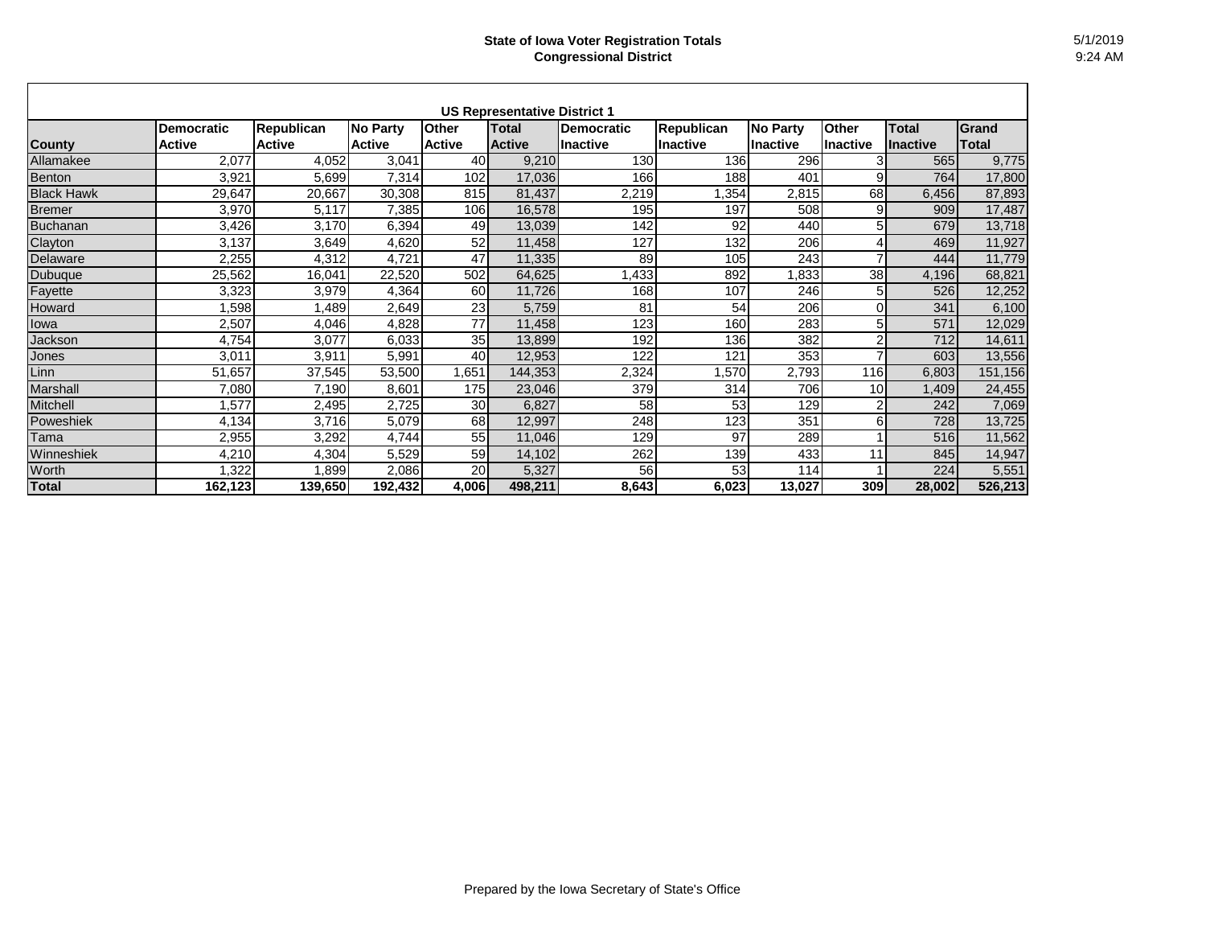**State of Iowa Voter Registration Totals**
**Congressional District**

5/1/2019
9:24 AM

| US Representative District 1 | | | | | | | | | | | |
|---|---|---|---|---|---|---|---|---|---|---|---|
| **County** | **Democratic Active** | **Republican Active** | **No Party Active** | **Other Active** | **Total Active** | **Democratic Inactive** | **Republican Inactive** | **No Party Inactive** | **Other Inactive** | **Total Inactive** | **Grand Total** |
| Allamakee | 2,077 | 4,052 | 3,041 | 40 | 9,210 | 130 | 136 | 296 | 3 | 565 | 9,775 |
| Benton | 3,921 | 5,699 | 7,314 | 102 | 17,036 | 166 | 188 | 401 | 9 | 764 | 17,800 |
| Black Hawk | 29,647 | 20,667 | 30,308 | 815 | 81,437 | 2,219 | 1,354 | 2,815 | 68 | 6,456 | 87,893 |
| Bremer | 3,970 | 5,117 | 7,385 | 106 | 16,578 | 195 | 197 | 508 | 9 | 909 | 17,487 |
| Buchanan | 3,426 | 3,170 | 6,394 | 49 | 13,039 | 142 | 92 | 440 | 5 | 679 | 13,718 |
| Clayton | 3,137 | 3,649 | 4,620 | 52 | 11,458 | 127 | 132 | 206 | 4 | 469 | 11,927 |
| Delaware | 2,255 | 4,312 | 4,721 | 47 | 11,335 | 89 | 105 | 243 | 7 | 444 | 11,779 |
| Dubuque | 25,562 | 16,041 | 22,520 | 502 | 64,625 | 1,433 | 892 | 1,833 | 38 | 4,196 | 68,821 |
| Fayette | 3,323 | 3,979 | 4,364 | 60 | 11,726 | 168 | 107 | 246 | 5 | 526 | 12,252 |
| Howard | 1,598 | 1,489 | 2,649 | 23 | 5,759 | 81 | 54 | 206 | 0 | 341 | 6,100 |
| Iowa | 2,507 | 4,046 | 4,828 | 77 | 11,458 | 123 | 160 | 283 | 5 | 571 | 12,029 |
| Jackson | 4,754 | 3,077 | 6,033 | 35 | 13,899 | 192 | 136 | 382 | 2 | 712 | 14,611 |
| Jones | 3,011 | 3,911 | 5,991 | 40 | 12,953 | 122 | 121 | 353 | 7 | 603 | 13,556 |
| Linn | 51,657 | 37,545 | 53,500 | 1,651 | 144,353 | 2,324 | 1,570 | 2,793 | 116 | 6,803 | 151,156 |
| Marshall | 7,080 | 7,190 | 8,601 | 175 | 23,046 | 379 | 314 | 706 | 10 | 1,409 | 24,455 |
| Mitchell | 1,577 | 2,495 | 2,725 | 30 | 6,827 | 58 | 53 | 129 | 2 | 242 | 7,069 |
| Poweshiek | 4,134 | 3,716 | 5,079 | 68 | 12,997 | 248 | 123 | 351 | 6 | 728 | 13,725 |
| Tama | 2,955 | 3,292 | 4,744 | 55 | 11,046 | 129 | 97 | 289 | 1 | 516 | 11,562 |
| Winneshiek | 4,210 | 4,304 | 5,529 | 59 | 14,102 | 262 | 139 | 433 | 11 | 845 | 14,947 |
| Worth | 1,322 | 1,899 | 2,086 | 20 | 5,327 | 56 | 53 | 114 | 1 | 224 | 5,551 |
| **Total** | **162,123** | **139,650** | **192,432** | **4,006** | **498,211** | **8,643** | **6,023** | **13,027** | **309** | **28,002** | **526,213** |

Prepared by the Iowa Secretary of State's Office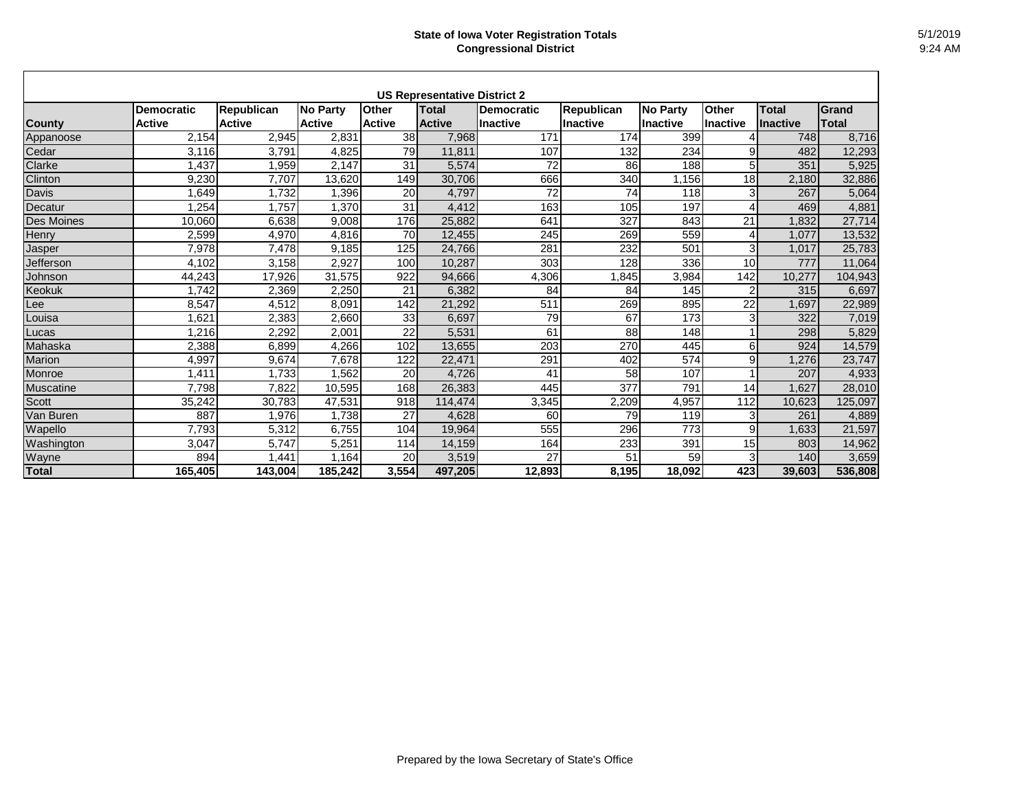# State of Iowa Voter Registration Totals
## Congressional District

5/1/2019
9:24 AM

### US Representative District 2

| County | Democratic Active | Republican Active | No Party Active | Other Active | Total Active | Democratic Inactive | Republican Inactive | No Party Inactive | Other Inactive | Total Inactive | Grand Total |
|---|---|---|---|---|---|---|---|---|---|---|---|
| Appanoose | 2,154 | 2,945 | 2,831 | 38 | 7,968 | 171 | 174 | 399 | 4 | 748 | 8,716 |
| Cedar | 3,116 | 3,791 | 4,825 | 79 | 11,811 | 107 | 132 | 234 | 9 | 482 | 12,293 |
| Clarke | 1,437 | 1,959 | 2,147 | 31 | 5,574 | 72 | 86 | 188 | 5 | 351 | 5,925 |
| Clinton | 9,230 | 7,707 | 13,620 | 149 | 30,706 | 666 | 340 | 1,156 | 18 | 2,180 | 32,886 |
| Davis | 1,649 | 1,732 | 1,396 | 20 | 4,797 | 72 | 74 | 118 | 3 | 267 | 5,064 |
| Decatur | 1,254 | 1,757 | 1,370 | 31 | 4,412 | 163 | 105 | 197 | 4 | 469 | 4,881 |
| Des Moines | 10,060 | 6,638 | 9,008 | 176 | 25,882 | 641 | 327 | 843 | 21 | 1,832 | 27,714 |
| Henry | 2,599 | 4,970 | 4,816 | 70 | 12,455 | 245 | 269 | 559 | 4 | 1,077 | 13,532 |
| Jasper | 7,978 | 7,478 | 9,185 | 125 | 24,766 | 281 | 232 | 501 | 3 | 1,017 | 25,783 |
| Jefferson | 4,102 | 3,158 | 2,927 | 100 | 10,287 | 303 | 128 | 336 | 10 | 777 | 11,064 |
| Johnson | 44,243 | 17,926 | 31,575 | 922 | 94,666 | 4,306 | 1,845 | 3,984 | 142 | 10,277 | 104,943 |
| Keokuk | 1,742 | 2,369 | 2,250 | 21 | 6,382 | 84 | 84 | 145 | 2 | 315 | 6,697 |
| Lee | 8,547 | 4,512 | 8,091 | 142 | 21,292 | 511 | 269 | 895 | 22 | 1,697 | 22,989 |
| Louisa | 1,621 | 2,383 | 2,660 | 33 | 6,697 | 79 | 67 | 173 | 3 | 322 | 7,019 |
| Lucas | 1,216 | 2,292 | 2,001 | 22 | 5,531 | 61 | 88 | 148 | 1 | 298 | 5,829 |
| Mahaska | 2,388 | 6,899 | 4,266 | 102 | 13,655 | 203 | 270 | 445 | 6 | 924 | 14,579 |
| Marion | 4,997 | 9,674 | 7,678 | 122 | 22,471 | 291 | 402 | 574 | 9 | 1,276 | 23,747 |
| Monroe | 1,411 | 1,733 | 1,562 | 20 | 4,726 | 41 | 58 | 107 | 1 | 207 | 4,933 |
| Muscatine | 7,798 | 7,822 | 10,595 | 168 | 26,383 | 445 | 377 | 791 | 14 | 1,627 | 28,010 |
| Scott | 35,242 | 30,783 | 47,531 | 918 | 114,474 | 3,345 | 2,209 | 4,957 | 112 | 10,623 | 125,097 |
| Van Buren | 887 | 1,976 | 1,738 | 27 | 4,628 | 60 | 79 | 119 | 3 | 261 | 4,889 |
| Wapello | 7,793 | 5,312 | 6,755 | 104 | 19,964 | 555 | 296 | 773 | 9 | 1,633 | 21,597 |
| Washington | 3,047 | 5,747 | 5,251 | 114 | 14,159 | 164 | 233 | 391 | 15 | 803 | 14,962 |
| Wayne | 894 | 1,441 | 1,164 | 20 | 3,519 | 27 | 51 | 59 | 3 | 140 | 3,659 |
| **Total** | **165,405** | **143,004** | **185,242** | **3,554** | **497,205** | **12,893** | **8,195** | **18,092** | **423** | **39,603** | **536,808** |

Prepared by the Iowa Secretary of State's Office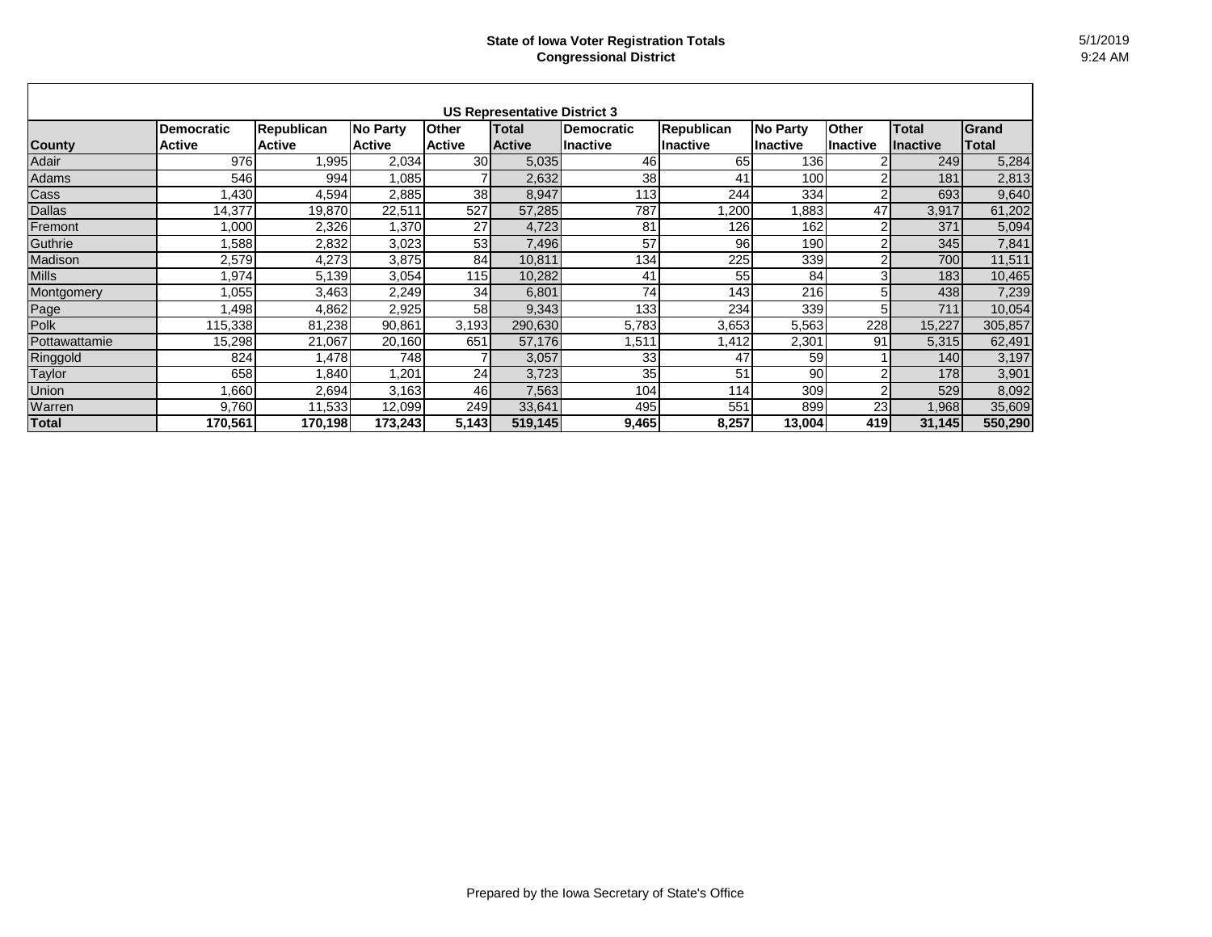**State of Iowa Voter Registration Totals**
**Congressional District**

5/1/2019
9:24 AM

| US Representative District 3 | | | | | | | | | | | |
|---|---|---|---|---|---|---|---|---|---|---|---|
| **County** | **Democratic Active** | **Republican Active** | **No Party Active** | **Other Active** | **Total Active** | **Democratic Inactive** | **Republican Inactive** | **No Party Inactive** | **Other Inactive** | **Total Inactive** | **Grand Total** |
| Adair | 976 | 1,995 | 2,034 | 30 | 5,035 | 46 | 65 | 136 | 2 | 249 | 5,284 |
| Adams | 546 | 994 | 1,085 | 7 | 2,632 | 38 | 41 | 100 | 2 | 181 | 2,813 |
| Cass | 1,430 | 4,594 | 2,885 | 38 | 8,947 | 113 | 244 | 334 | 2 | 693 | 9,640 |
| Dallas | 14,377 | 19,870 | 22,511 | 527 | 57,285 | 787 | 1,200 | 1,883 | 47 | 3,917 | 61,202 |
| Fremont | 1,000 | 2,326 | 1,370 | 27 | 4,723 | 81 | 126 | 162 | 2 | 371 | 5,094 |
| Guthrie | 1,588 | 2,832 | 3,023 | 53 | 7,496 | 57 | 96 | 190 | 2 | 345 | 7,841 |
| Madison | 2,579 | 4,273 | 3,875 | 84 | 10,811 | 134 | 225 | 339 | 2 | 700 | 11,511 |
| Mills | 1,974 | 5,139 | 3,054 | 115 | 10,282 | 41 | 55 | 84 | 3 | 183 | 10,465 |
| Montgomery | 1,055 | 3,463 | 2,249 | 34 | 6,801 | 74 | 143 | 216 | 5 | 438 | 7,239 |
| Page | 1,498 | 4,862 | 2,925 | 58 | 9,343 | 133 | 234 | 339 | 5 | 711 | 10,054 |
| Polk | 115,338 | 81,238 | 90,861 | 3,193 | 290,630 | 5,783 | 3,653 | 5,563 | 228 | 15,227 | 305,857 |
| Pottawattamie | 15,298 | 21,067 | 20,160 | 651 | 57,176 | 1,511 | 1,412 | 2,301 | 91 | 5,315 | 62,491 |
| Ringgold | 824 | 1,478 | 748 | 7 | 3,057 | 33 | 47 | 59 | 1 | 140 | 3,197 |
| Taylor | 658 | 1,840 | 1,201 | 24 | 3,723 | 35 | 51 | 90 | 2 | 178 | 3,901 |
| Union | 1,660 | 2,694 | 3,163 | 46 | 7,563 | 104 | 114 | 309 | 2 | 529 | 8,092 |
| Warren | 9,760 | 11,533 | 12,099 | 249 | 33,641 | 495 | 551 | 899 | 23 | 1,968 | 35,609 |
| **Total** | **170,561** | **170,198** | **173,243** | **5,143** | **519,145** | **9,465** | **8,257** | **13,004** | **419** | **31,145** | **550,290** |

Prepared by the Iowa Secretary of State's Office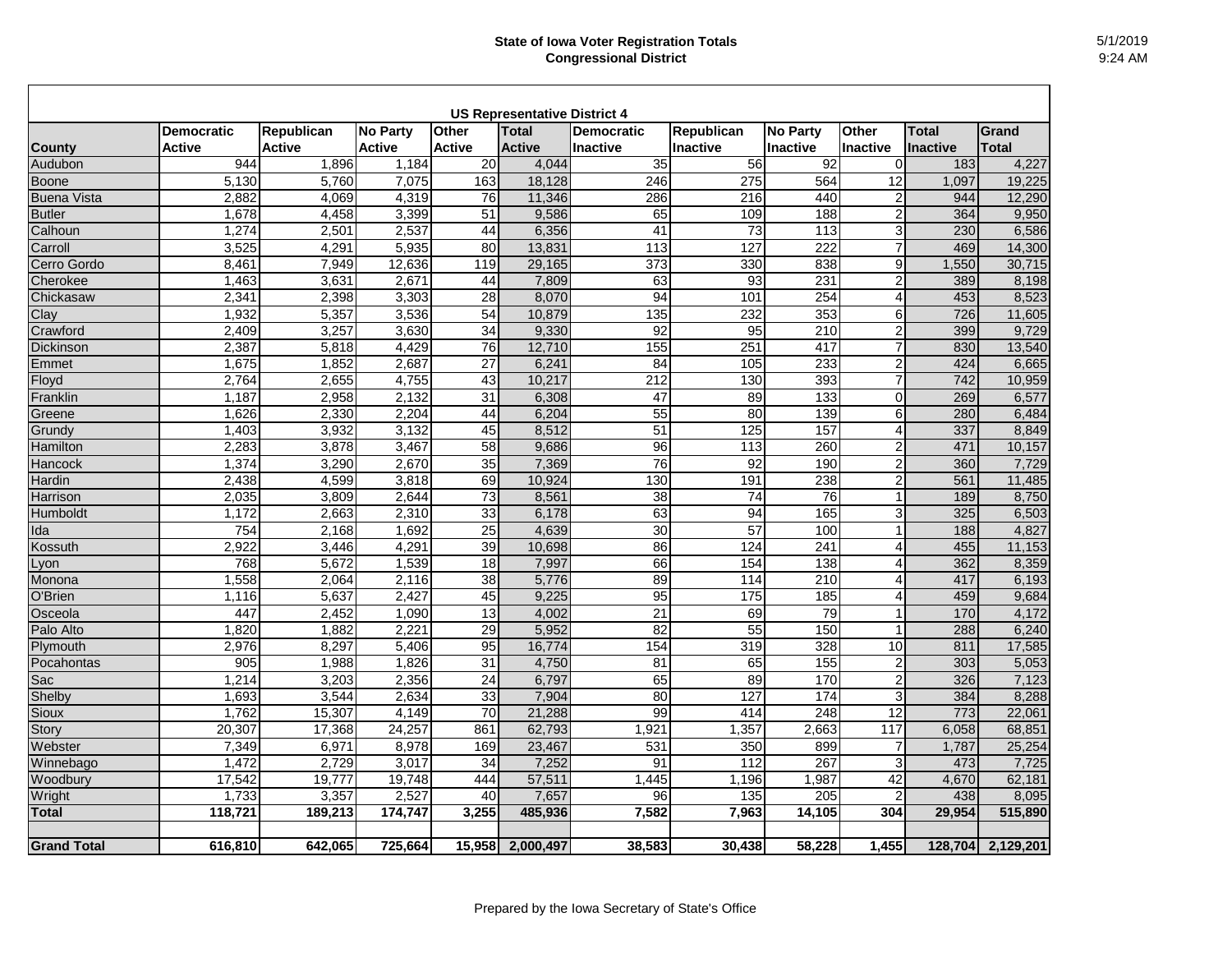**State of Iowa Voter Registration Totals**
**Congressional District**

5/1/2019
9:24 AM

| US Representative District 4 | | | | | | | | | | | |
|---|---|---|---|---|---|---|---|---|---|---|---|
| County | Democratic Active | Republican Active | No Party Active | Other Active | Total Active | Democratic Inactive | Republican Inactive | No Party Inactive | Other Inactive | Total Inactive | Grand Total |
| Audubon | 944 | 1,896 | 1,184 | 20 | 4,044 | 35 | 56 | 92 | 0 | 183 | 4,227 |
| Boone | 5,130 | 5,760 | 7,075 | 163 | 18,128 | 246 | 275 | 564 | 12 | 1,097 | 19,225 |
| Buena Vista | 2,882 | 4,069 | 4,319 | 76 | 11,346 | 286 | 216 | 440 | 2 | 944 | 12,290 |
| Butler | 1,678 | 4,458 | 3,399 | 51 | 9,586 | 65 | 109 | 188 | 2 | 364 | 9,950 |
| Calhoun | 1,274 | 2,501 | 2,537 | 44 | 6,356 | 41 | 73 | 113 | 3 | 230 | 6,586 |
| Carroll | 3,525 | 4,291 | 5,935 | 80 | 13,831 | 113 | 127 | 222 | 7 | 469 | 14,300 |
| Cerro Gordo | 8,461 | 7,949 | 12,636 | 119 | 29,165 | 373 | 330 | 838 | 9 | 1,550 | 30,715 |
| Cherokee | 1,463 | 3,631 | 2,671 | 44 | 7,809 | 63 | 93 | 231 | 2 | 389 | 8,198 |
| Chickasaw | 2,341 | 2,398 | 3,303 | 28 | 8,070 | 94 | 101 | 254 | 4 | 453 | 8,523 |
| Clay | 1,932 | 5,357 | 3,536 | 54 | 10,879 | 135 | 232 | 353 | 6 | 726 | 11,605 |
| Crawford | 2,409 | 3,257 | 3,630 | 34 | 9,330 | 92 | 95 | 210 | 2 | 399 | 9,729 |
| Dickinson | 2,387 | 5,818 | 4,429 | 76 | 12,710 | 155 | 251 | 417 | 7 | 830 | 13,540 |
| Emmet | 1,675 | 1,852 | 2,687 | 27 | 6,241 | 84 | 105 | 233 | 2 | 424 | 6,665 |
| Floyd | 2,764 | 2,655 | 4,755 | 43 | 10,217 | 212 | 130 | 393 | 7 | 742 | 10,959 |
| Franklin | 1,187 | 2,958 | 2,132 | 31 | 6,308 | 47 | 89 | 133 | 0 | 269 | 6,577 |
| Greene | 1,626 | 2,330 | 2,204 | 44 | 6,204 | 55 | 80 | 139 | 6 | 280 | 6,484 |
| Grundy | 1,403 | 3,932 | 3,132 | 45 | 8,512 | 51 | 125 | 157 | 4 | 337 | 8,849 |
| Hamilton | 2,283 | 3,878 | 3,467 | 58 | 9,686 | 96 | 113 | 260 | 2 | 471 | 10,157 |
| Hancock | 1,374 | 3,290 | 2,670 | 35 | 7,369 | 76 | 92 | 190 | 2 | 360 | 7,729 |
| Hardin | 2,438 | 4,599 | 3,818 | 69 | 10,924 | 130 | 191 | 238 | 2 | 561 | 11,485 |
| Harrison | 2,035 | 3,809 | 2,644 | 73 | 8,561 | 38 | 74 | 76 | 1 | 189 | 8,750 |
| Humboldt | 1,172 | 2,663 | 2,310 | 33 | 6,178 | 63 | 94 | 165 | 3 | 325 | 6,503 |
| Ida | 754 | 2,168 | 1,692 | 25 | 4,639 | 30 | 57 | 100 | 1 | 188 | 4,827 |
| Kossuth | 2,922 | 3,446 | 4,291 | 39 | 10,698 | 86 | 124 | 241 | 4 | 455 | 11,153 |
| Lyon | 768 | 5,672 | 1,539 | 18 | 7,997 | 66 | 154 | 138 | 4 | 362 | 8,359 |
| Monona | 1,558 | 2,064 | 2,116 | 38 | 5,776 | 89 | 114 | 210 | 4 | 417 | 6,193 |
| O'Brien | 1,116 | 5,637 | 2,427 | 45 | 9,225 | 95 | 175 | 185 | 4 | 459 | 9,684 |
| Osceola | 447 | 2,452 | 1,090 | 13 | 4,002 | 21 | 69 | 79 | 1 | 170 | 4,172 |
| Palo Alto | 1,820 | 1,882 | 2,221 | 29 | 5,952 | 82 | 55 | 150 | 1 | 288 | 6,240 |
| Plymouth | 2,976 | 8,297 | 5,406 | 95 | 16,774 | 154 | 319 | 328 | 10 | 811 | 17,585 |
| Pocahontas | 905 | 1,988 | 1,826 | 31 | 4,750 | 81 | 65 | 155 | 2 | 303 | 5,053 |
| Sac | 1,214 | 3,203 | 2,356 | 24 | 6,797 | 65 | 89 | 170 | 2 | 326 | 7,123 |
| Shelby | 1,693 | 3,544 | 2,634 | 33 | 7,904 | 80 | 127 | 174 | 3 | 384 | 8,288 |
| Sioux | 1,762 | 15,307 | 4,149 | 70 | 21,288 | 99 | 414 | 248 | 12 | 773 | 22,061 |
| Story | 20,307 | 17,368 | 24,257 | 861 | 62,793 | 1,921 | 1,357 | 2,663 | 117 | 6,058 | 68,851 |
| Webster | 7,349 | 6,971 | 8,978 | 169 | 23,467 | 531 | 350 | 899 | 7 | 1,787 | 25,254 |
| Winnebago | 1,472 | 2,729 | 3,017 | 34 | 7,252 | 91 | 112 | 267 | 3 | 473 | 7,725 |
| Woodbury | 17,542 | 19,777 | 19,748 | 444 | 57,511 | 1,445 | 1,196 | 1,987 | 42 | 4,670 | 62,181 |
| Wright | 1,733 | 3,357 | 2,527 | 40 | 7,657 | 96 | 135 | 205 | 2 | 438 | 8,095 |
| **Total** | **118,721** | **189,213** | **174,747** | **3,255** | **485,936** | **7,582** | **7,963** | **14,105** | **304** | **29,954** | **515,890** |
| | | | | | | | | | | | |
| **Grand Total** | **616,810** | **642,065** | **725,664** | **15,958** | **2,000,497** | **38,583** | **30,438** | **58,228** | **1,455** | **128,704** | **2,129,201** |

Prepared by the Iowa Secretary of State's Office